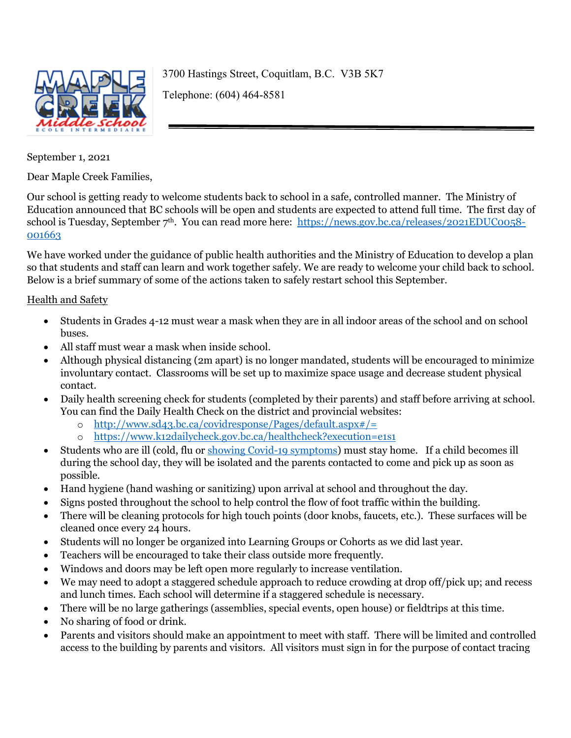3700 Hastings Street, Coquitlam, B.C. V3B 5K7

Telephone: (604) 464-8581

September 1, 2021

Dear Maple Creek Families,

Our school is getting ready to welcome students back to school in a safe, controlled manner. The Ministry of Education announced that BC schools will be open and students are expected to attend full time. The first day of school is Tuesday, September 7th. You can read more here: [https://news.gov.bc.ca/releases/2021EDUC0058-001663](https://news.gov.bc.ca/releases/2021EDUC0058-001663)

We have worked under the guidance of public health authorities and the Ministry of Education to develop a plan so that students and staff can learn and work together safely. We are ready to welcome your child back to school. Below is a brief summary of some of the actions taken to safely restart school this September.

<u>Health and Safety</u>

- Students in Grades 4-12 must wear a mask when they are in all indoor areas of the school and on school buses.
- All staff must wear a mask when inside school.
- Although physical distancing (2m apart) is no longer mandated, students will be encouraged to minimize involuntary contact. Classrooms will be set up to maximize space usage and decrease student physical contact.
- Daily health screening check for students (completed by their parents) and staff before arriving at school. You can find the Daily Health Check on the district and provincial websites:
  - [http://www.sd43.bc.ca/covidresponse/Pages/default.aspx#/=](http://www.sd43.bc.ca/covidresponse/Pages/default.aspx#/=)
  - [https://www.k12dailycheck.gov.bc.ca/healthcheck?execution=e1s1](https://www.k12dailycheck.gov.bc.ca/healthcheck?execution=e1s1)
- Students who are ill (cold, flu or showing Covid-19 symptoms) must stay home. If a child becomes ill during the school day, they will be isolated and the parents contacted to come and pick up as soon as possible.
- Hand hygiene (hand washing or sanitizing) upon arrival at school and throughout the day.
- Signs posted throughout the school to help control the flow of foot traffic within the building.
- There will be cleaning protocols for high touch points (door knobs, faucets, etc.). These surfaces will be cleaned once every 24 hours.
- Students will no longer be organized into Learning Groups or Cohorts as we did last year.
- Teachers will be encouraged to take their class outside more frequently.
- Windows and doors may be left open more regularly to increase ventilation.
- We may need to adopt a staggered schedule approach to reduce crowding at drop off/pick up; and recess and lunch times. Each school will determine if a staggered schedule is necessary.
- There will be no large gatherings (assemblies, special events, open house) or fieldtrips at this time.
- No sharing of food or drink.
- Parents and visitors should make an appointment to meet with staff. There will be limited and controlled access to the building by parents and visitors. All visitors must sign in for the purpose of contact tracing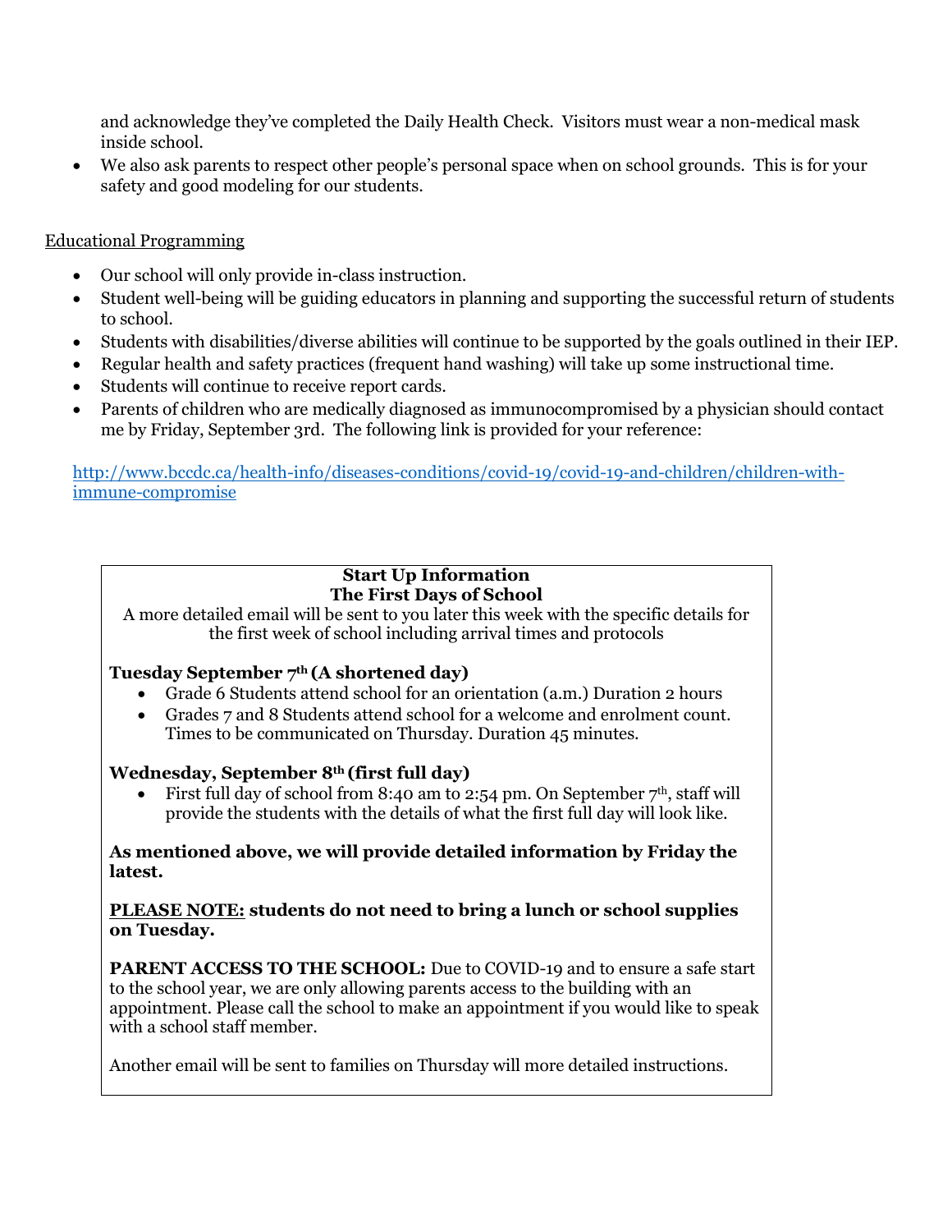and acknowledge they've completed the Daily Health Check. Visitors must wear a non-medical mask inside school.

- We also ask parents to respect other people's personal space when on school grounds. This is for your safety and good modeling for our students.

Educational Programming

- Our school will only provide in-class instruction.
- Student well-being will be guiding educators in planning and supporting the successful return of students to school.
- Students with disabilities/diverse abilities will continue to be supported by the goals outlined in their IEP.
- Regular health and safety practices (frequent hand washing) will take up some instructional time.
- Students will continue to receive report cards.
- Parents of children who are medically diagnosed as immunocompromised by a physician should contact me by Friday, September 3rd. The following link is provided for your reference:

http://www.bccdc.ca/health-info/diseases-conditions/covid-19/covid-19-and-children/children-with-immune-compromise

**Start Up Information**
**The First Days of School**

A more detailed email will be sent to you later this week with the specific details for the first week of school including arrival times and protocols

**Tuesday September 7th (A shortened day)**

- Grade 6 Students attend school for an orientation (a.m.) Duration 2 hours
- Grades 7 and 8 Students attend school for a welcome and enrolment count. Times to be communicated on Thursday. Duration 45 minutes.

**Wednesday, September 8th (first full day)**

- First full day of school from 8:40 am to 2:54 pm. On September 7th, staff will provide the students with the details of what the first full day will look like.

**As mentioned above, we will provide detailed information by Friday the latest.**

**PLEASE NOTE: students do not need to bring a lunch or school supplies on Tuesday.**

**PARENT ACCESS TO THE SCHOOL:** Due to COVID-19 and to ensure a safe start to the school year, we are only allowing parents access to the building with an appointment. Please call the school to make an appointment if you would like to speak with a school staff member.

Another email will be sent to families on Thursday will more detailed instructions.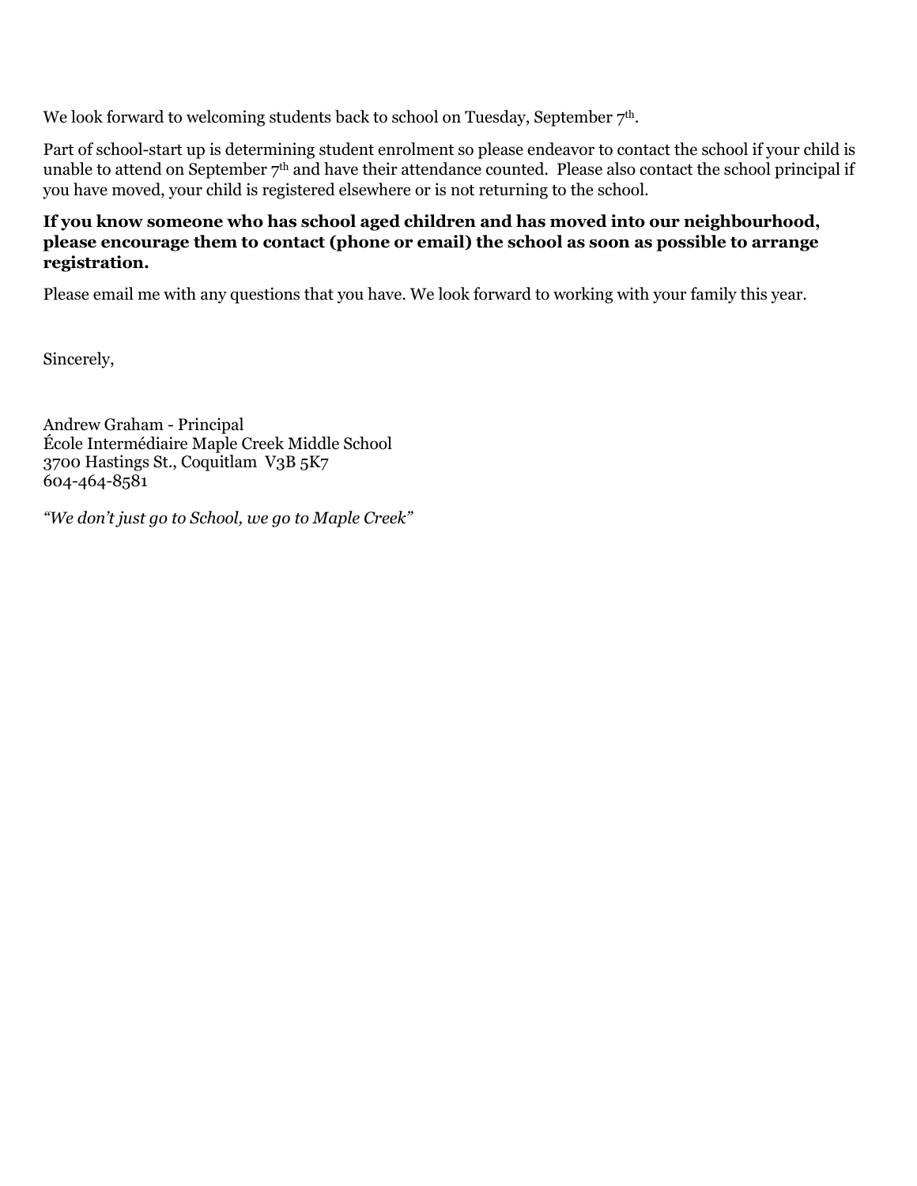We look forward to welcoming students back to school on Tuesday, September 7th.

Part of school-start up is determining student enrolment so please endeavor to contact the school if your child is unable to attend on September 7th and have their attendance counted.  Please also contact the school principal if you have moved, your child is registered elsewhere or is not returning to the school.

**If you know someone who has school aged children and has moved into our neighbourhood, please encourage them to contact (phone or email) the school as soon as possible to arrange registration.**

Please email me with any questions that you have. We look forward to working with your family this year.

Sincerely,

Andrew Graham - Principal
École Intermédiaire Maple Creek Middle School
3700 Hastings St., Coquitlam  V3B 5K7
604-464-8581

*"We don't just go to School, we go to Maple Creek"*